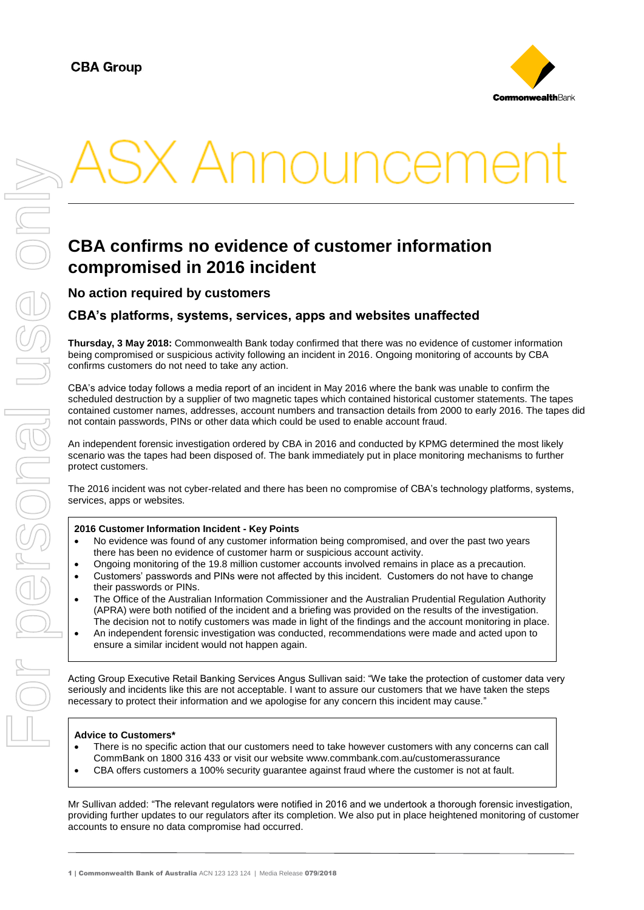CBA Group

# ASX Announcement

## CBA confirms no evidence of customer information compromised in 2016 incident

### No action required by customers

### CBA's platforms, systems, services, apps and websites unaffected

**Thursday, 3 May 2018:** Commonwealth Bank today confirmed that there was no evidence of customer information being compromised or suspicious activity following an incident in 2016. Ongoing monitoring of accounts by CBA confirms customers do not need to take any action.

CBA's advice today follows a media report of an incident in May 2016 where the bank was unable to confirm the scheduled destruction by a supplier of two magnetic tapes which contained historical customer statements. The tapes contained customer names, addresses, account numbers and transaction details from 2000 to early 2016. The tapes did not contain passwords, PINs or other data which could be used to enable account fraud.

An independent forensic investigation ordered by CBA in 2016 and conducted by KPMG determined the most likely scenario was the tapes had been disposed of. The bank immediately put in place monitoring mechanisms to further protect customers.

The 2016 incident was not cyber-related and there has been no compromise of CBA's technology platforms, systems, services, apps or websites.

**2016 Customer Information Incident - Key Points**

- No evidence was found of any customer information being compromised, and over the past two years there has been no evidence of customer harm or suspicious account activity.
- Ongoing monitoring of the 19.8 million customer accounts involved remains in place as a precaution.
- Customers' passwords and PINs were not affected by this incident. Customers do not have to change their passwords or PINs.
- The Office of the Australian Information Commissioner and the Australian Prudential Regulation Authority (APRA) were both notified of the incident and a briefing was provided on the results of the investigation. The decision not to notify customers was made in light of the findings and the account monitoring in place.
- An independent forensic investigation was conducted, recommendations were made and acted upon to ensure a similar incident would not happen again.

Acting Group Executive Retail Banking Services Angus Sullivan said: "We take the protection of customer data very seriously and incidents like this are not acceptable. I want to assure our customers that we have taken the steps necessary to protect their information and we apologise for any concern this incident may cause."

**Advice to Customers***

- There is no specific action that our customers need to take however customers with any concerns can call CommBank on 1800 316 433 or visit our website www.commbank.com.au/customerassurance
- CBA offers customers a 100% security guarantee against fraud where the customer is not at fault.

Mr Sullivan added: "The relevant regulators were notified in 2016 and we undertook a thorough forensic investigation, providing further updates to our regulators after its completion. We also put in place heightened monitoring of customer accounts to ensure no data compromise had occurred.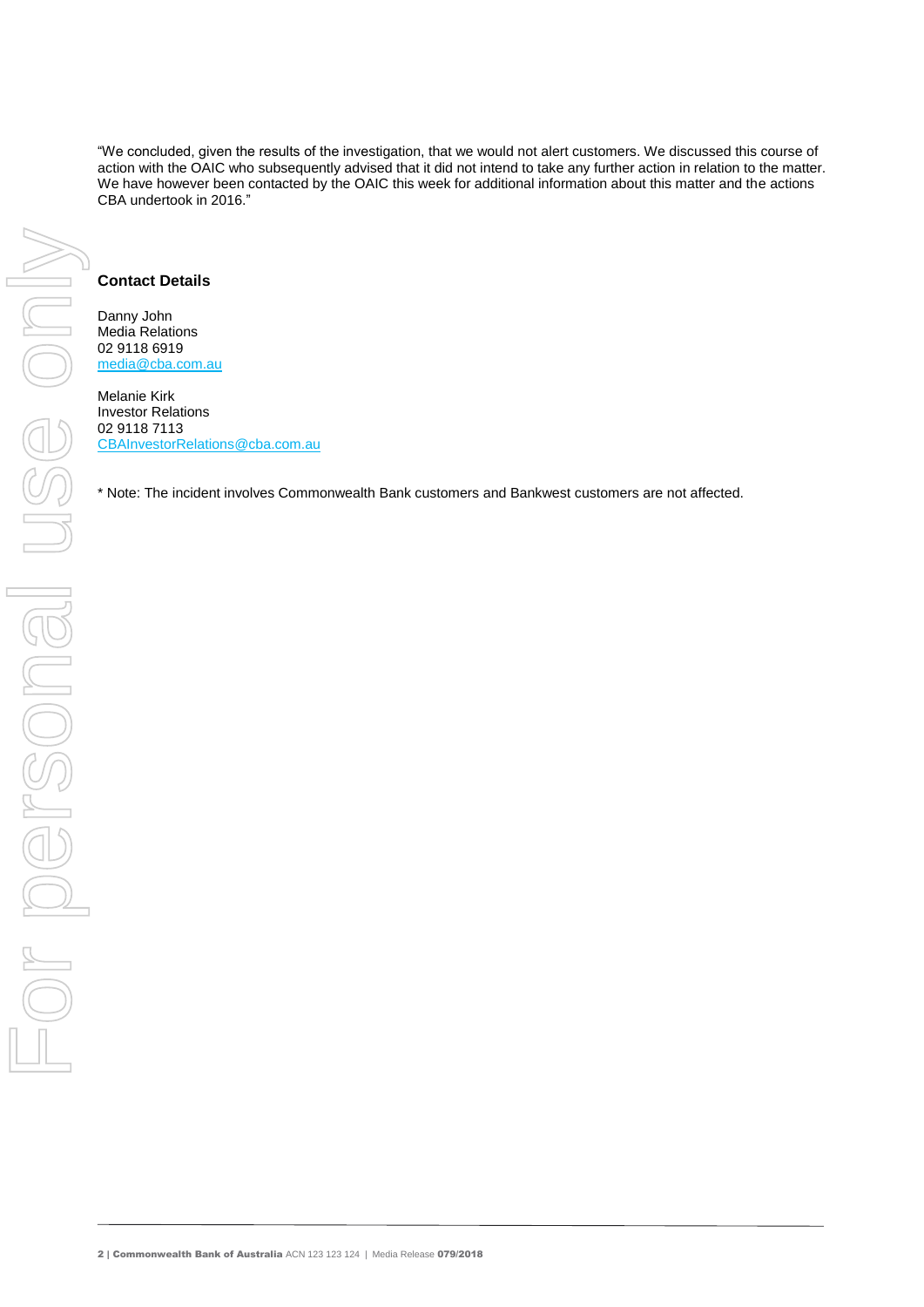"We concluded, given the results of the investigation, that we would not alert customers. We discussed this course of action with the OAIC who subsequently advised that it did not intend to take any further action in relation to the matter. We have however been contacted by the OAIC this week for additional information about this matter and the actions CBA undertook in 2016."

**Contact Details**

Danny John
Media Relations
02 9118 6919
media@cba.com.au

Melanie Kirk
Investor Relations
02 9118 7113
CBAInvestorRelations@cba.com.au

* Note: The incident involves Commonwealth Bank customers and Bankwest customers are not affected.